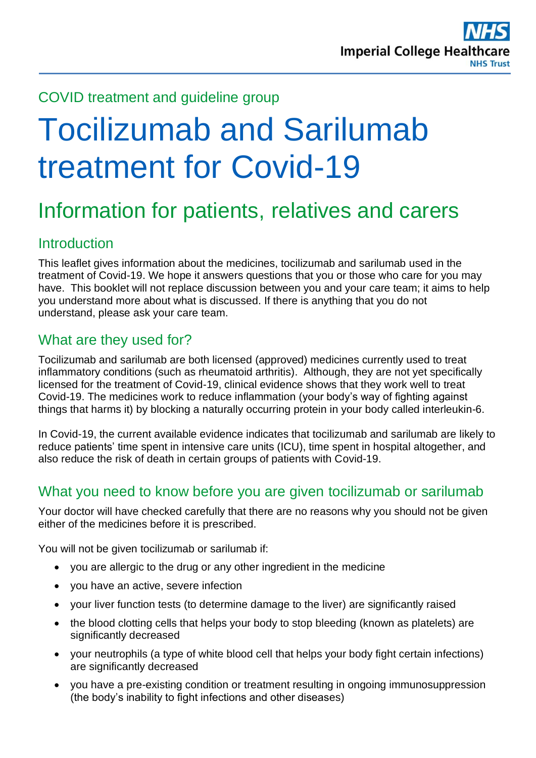COVID treatment and guideline group

# Tocilizumab and Sarilumab treatment for Covid-19

## Information for patients, relatives and carers

### Introduction

This leaflet gives information about the medicines, tocilizumab and sarilumab used in the treatment of Covid-19. We hope it answers questions that you or those who care for you may have. This booklet will not replace discussion between you and your care team; it aims to help you understand more about what is discussed. If there is anything that you do not understand, please ask your care team.

### What are they used for?

Tocilizumab and sarilumab are both licensed (approved) medicines currently used to treat inflammatory conditions (such as rheumatoid arthritis). Although, they are not yet specifically licensed for the treatment of Covid-19, clinical evidence shows that they work well to treat Covid-19. The medicines work to reduce inflammation (your body's way of fighting against things that harms it) by blocking a naturally occurring protein in your body called interleukin-6.

In Covid-19, the current available evidence indicates that tocilizumab and sarilumab are likely to reduce patients' time spent in intensive care units (ICU), time spent in hospital altogether, and also reduce the risk of death in certain groups of patients with Covid-19.

### What you need to know before you are given tocilizumab or sarilumab

Your doctor will have checked carefully that there are no reasons why you should not be given either of the medicines before it is prescribed.

You will not be given tocilizumab or sarilumab if:

- you are allergic to the drug or any other ingredient in the medicine
- you have an active, severe infection
- your liver function tests (to determine damage to the liver) are significantly raised
- the blood clotting cells that helps your body to stop bleeding (known as platelets) are significantly decreased
- your neutrophils (a type of white blood cell that helps your body fight certain infections) are significantly decreased
- you have a pre-existing condition or treatment resulting in ongoing immunosuppression (the body's inability to fight infections and other diseases)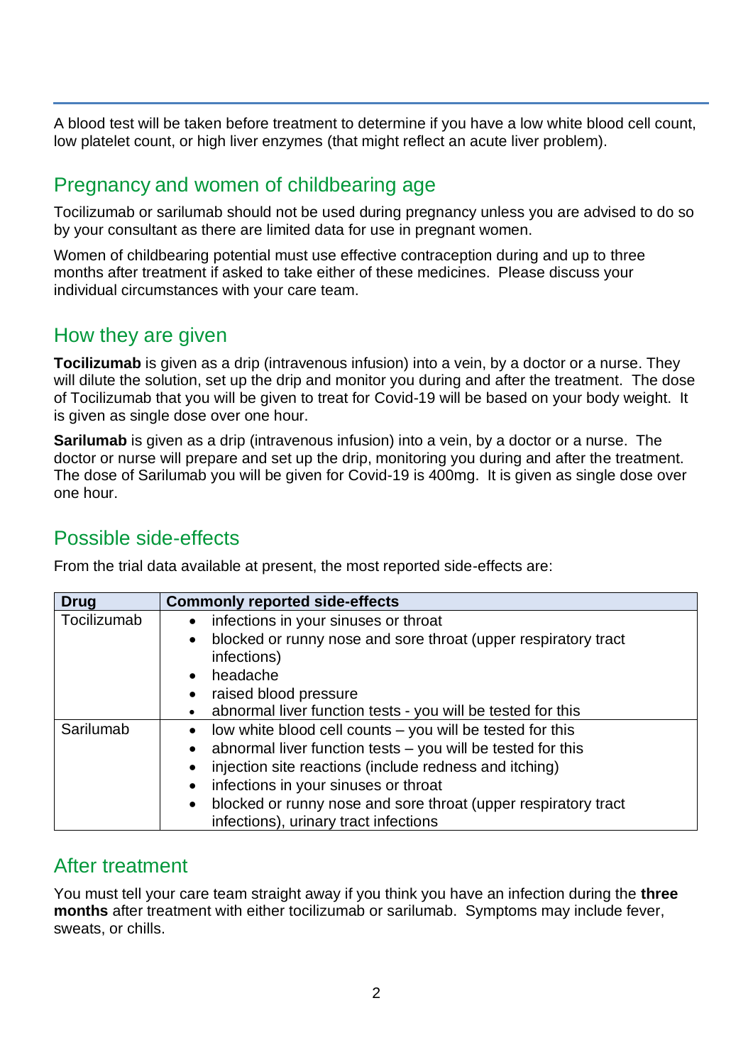A blood test will be taken before treatment to determine if you have a low white blood cell count, low platelet count, or high liver enzymes (that might reflect an acute liver problem).

## Pregnancy and women of childbearing age

Tocilizumab or sarilumab should not be used during pregnancy unless you are advised to do so by your consultant as there are limited data for use in pregnant women.

Women of childbearing potential must use effective contraception during and up to three months after treatment if asked to take either of these medicines. Please discuss your individual circumstances with your care team.

## How they are given

**Tocilizumab** is given as a drip (intravenous infusion) into a vein, by a doctor or a nurse. They will dilute the solution, set up the drip and monitor you during and after the treatment. The dose of Tocilizumab that you will be given to treat for Covid-19 will be based on your body weight. It is given as single dose over one hour.

**Sarilumab** is given as a drip (intravenous infusion) into a vein, by a doctor or a nurse. The doctor or nurse will prepare and set up the drip, monitoring you during and after the treatment. The dose of Sarilumab you will be given for Covid-19 is 400mg. It is given as single dose over one hour.

## Possible side-effects

From the trial data available at present, the most reported side-effects are:

| Drug | Commonly reported side-effects |
|---|---|
| Tocilizumab | • infections in your sinuses or throat<br>• blocked or runny nose and sore throat (upper respiratory tract infections)<br>• headache<br>• raised blood pressure<br>• abnormal liver function tests - you will be tested for this |
| Sarilumab | • low white blood cell counts – you will be tested for this<br>• abnormal liver function tests – you will be tested for this<br>• injection site reactions (include redness and itching)<br>• infections in your sinuses or throat<br>• blocked or runny nose and sore throat (upper respiratory tract infections), urinary tract infections |

## After treatment

You must tell your care team straight away if you think you have an infection during the **three months** after treatment with either tocilizumab or sarilumab. Symptoms may include fever, sweats, or chills.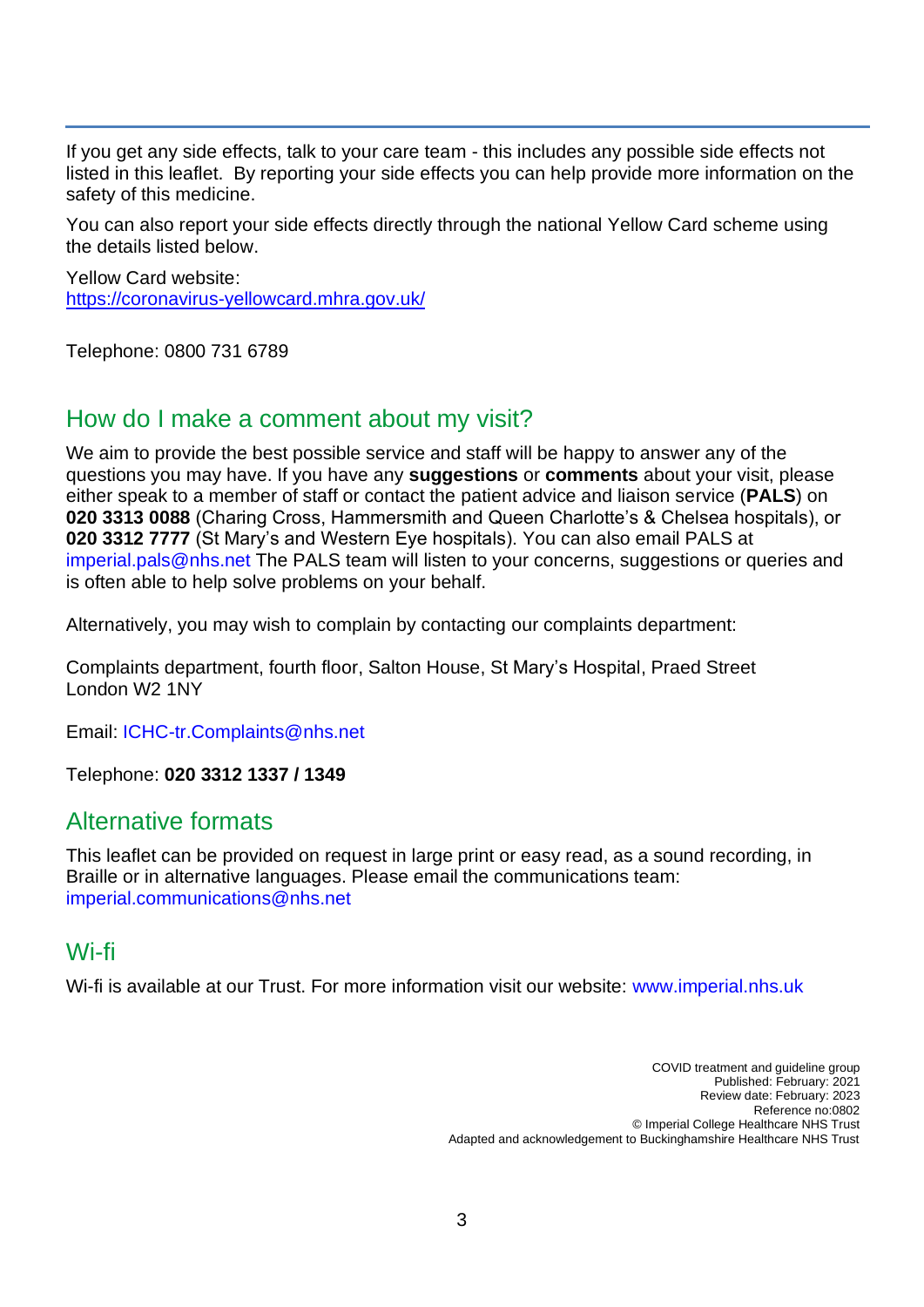If you get any side effects, talk to your care team - this includes any possible side effects not listed in this leaflet. By reporting your side effects you can help provide more information on the safety of this medicine.

You can also report your side effects directly through the national Yellow Card scheme using the details listed below.

Yellow Card website:
https://coronavirus-yellowcard.mhra.gov.uk/

Telephone: 0800 731 6789

## How do I make a comment about my visit?

We aim to provide the best possible service and staff will be happy to answer any of the questions you may have. If you have any **suggestions** or **comments** about your visit, please either speak to a member of staff or contact the patient advice and liaison service (**PALS**) on **020 3313 0088** (Charing Cross, Hammersmith and Queen Charlotte's & Chelsea hospitals), or **020 3312 7777** (St Mary's and Western Eye hospitals). You can also email PALS at imperial.pals@nhs.net The PALS team will listen to your concerns, suggestions or queries and is often able to help solve problems on your behalf.

Alternatively, you may wish to complain by contacting our complaints department:

Complaints department, fourth floor, Salton House, St Mary's Hospital, Praed Street
London W2 1NY

Email: ICHC-tr.Complaints@nhs.net

Telephone: **020 3312 1337 / 1349**

## Alternative formats

This leaflet can be provided on request in large print or easy read, as a sound recording, in Braille or in alternative languages. Please email the communications team: imperial.communications@nhs.net

## Wi-fi

Wi-fi is available at our Trust. For more information visit our website: www.imperial.nhs.uk

COVID treatment and guideline group
Published: February: 2021
Review date: February: 2023
Reference no:0802
© Imperial College Healthcare NHS Trust
Adapted and acknowledgement to Buckinghamshire Healthcare NHS Trust